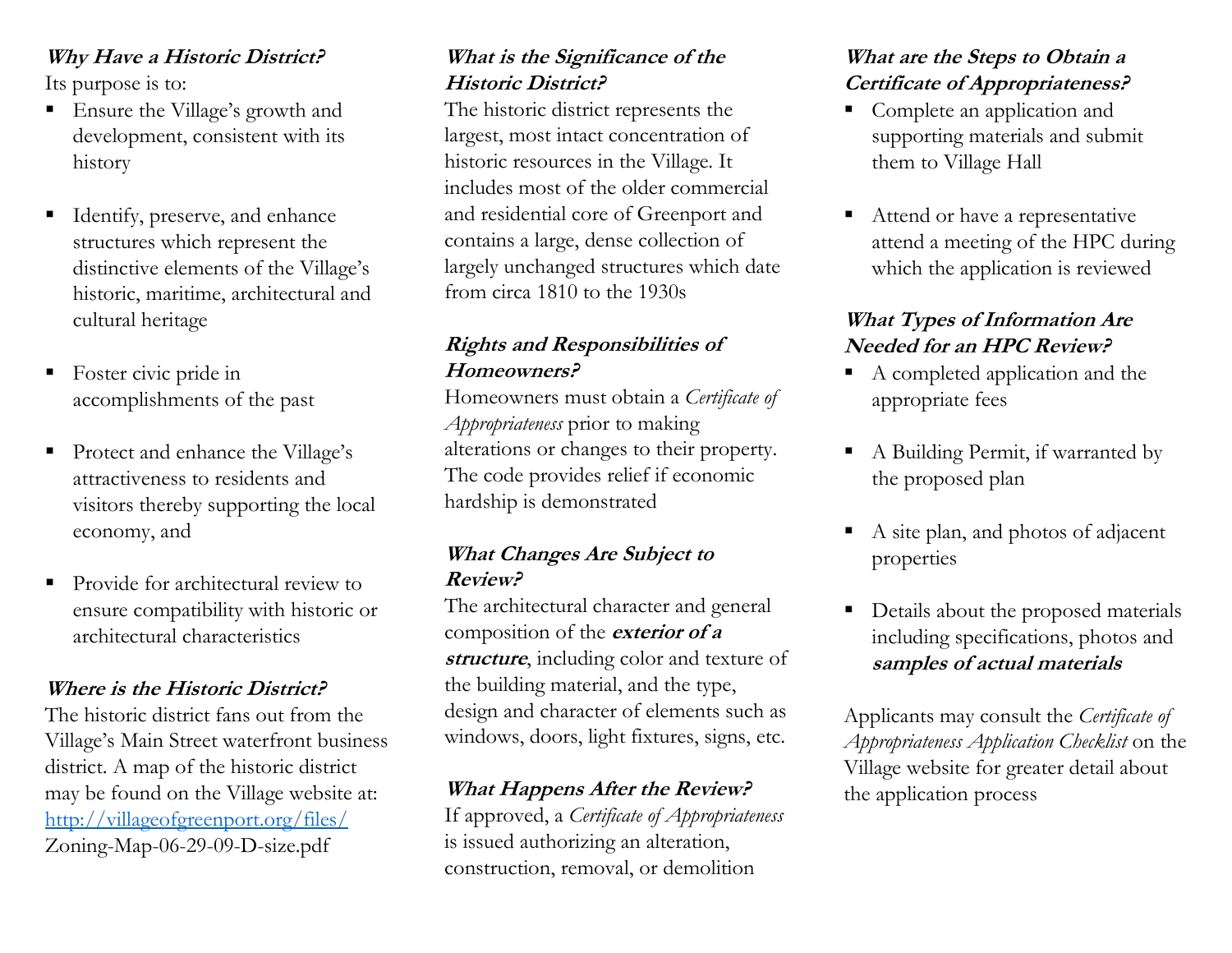### *Why Have a Historic District?*

Its purpose is to:

- Ensure the Village's growth and development, consistent with its history
- Identify, preserve, and enhance structures which represent the distinctive elements of the Village's historic, maritime, architectural and cultural heritage
- Foster civic pride in accomplishments of the past
- Protect and enhance the Village's attractiveness to residents and visitors thereby supporting the local economy, and
- Provide for architectural review to ensure compatibility with historic or architectural characteristics

### *Where is the Historic District?*

The historic district fans out from the Village's Main Street waterfront business district. A map of the historic district may be found on the Village website at: [http://villageofgreenport.org/files/](http://villageofgreenport.org/files/) Zoning-Map-06-29-09-D-size.pdf

### *What is the Significance of the Historic District?*

The historic district represents the largest, most intact concentration of historic resources in the Village. It includes most of the older commercial and residential core of Greenport and contains a large, dense collection of largely unchanged structures which date from circa 1810 to the 1930s

### *Rights and Responsibilities of Homeowners?*

Homeowners must obtain a *Certificate of Appropriateness* prior to making alterations or changes to their property. The code provides relief if economic hardship is demonstrated

### *What Changes Are Subject to Review?*

The architectural character and general composition of the ***exterior of a structure***, including color and texture of the building material, and the type, design and character of elements such as windows, doors, light fixtures, signs, etc.

### *What Happens After the Review?*

If approved, a *Certificate of Appropriateness* is issued authorizing an alteration, construction, removal, or demolition

### *What are the Steps to Obtain a Certificate of Appropriateness?*

- Complete an application and supporting materials and submit them to Village Hall
- Attend or have a representative attend a meeting of the HPC during which the application is reviewed

### *What Types of Information Are Needed for an HPC Review?*

- A completed application and the appropriate fees
- A Building Permit, if warranted by the proposed plan
- A site plan, and photos of adjacent properties
- Details about the proposed materials including specifications, photos and ***samples of actual materials***

Applicants may consult the *Certificate of Appropriateness Application Checklist* on the Village website for greater detail about the application process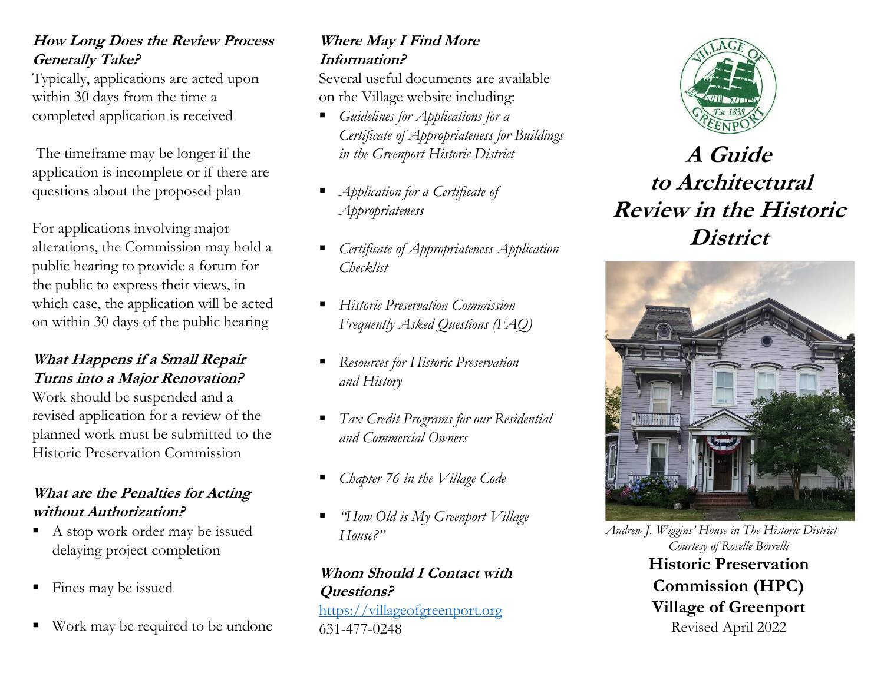### *How Long Does the Review Process Generally Take?*

Typically, applications are acted upon within 30 days from the time a completed application is received

The timeframe may be longer if the application is incomplete or if there are questions about the proposed plan

For applications involving major alterations, the Commission may hold a public hearing to provide a forum for the public to express their views, in which case, the application will be acted on within 30 days of the public hearing

### *What Happens if a Small Repair Turns into a Major Renovation?*

Work should be suspended and a revised application for a review of the planned work must be submitted to the Historic Preservation Commission

### *What are the Penalties for Acting without Authorization?*

- A stop work order may be issued delaying project completion
- Fines may be issued
- Work may be required to be undone

### *Where May I Find More Information?*

Several useful documents are available on the Village website including:

- *Guidelines for Applications for a Certificate of Appropriateness for Buildings in the Greenport Historic District*
- *Application for a Certificate of Appropriateness*
- *Certificate of Appropriateness Application Checklist*
- *Historic Preservation Commission Frequently Asked Questions (FAQ)*
- *Resources for Historic Preservation and History*
- *Tax Credit Programs for our Residential and Commercial Owners*
- *Chapter 76 in the Village Code*
- *"How Old is My Greenport Village House?"*

### *Whom Should I Contact with Questions?*

https://villageofgreenport.org

631-477-0248

VILLAGE OF GREENPORT Est 1838

# *A Guide to Architectural Review in the Historic District*

*Andrew J. Wiggins' House in The Historic District*
*Courtesy of Roselle Borrelli*

**Historic Preservation Commission (HPC)**
**Village of Greenport**
Revised April 2022